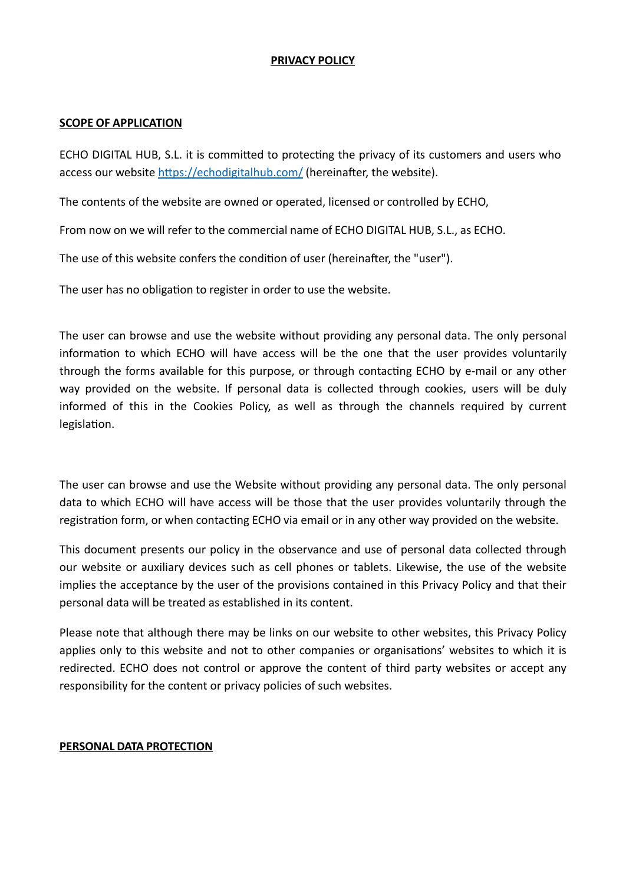# PRIVACY POLICY

## SCOPE OF APPLICATION

ECHO DIGITAL HUB, S.L. it is committed to protecting the privacy of its customers and users who access our website https://echodigitalhub.com/ (hereinafter, the website).

The contents of the website are owned or operated, licensed or controlled by ECHO,

From now on we will refer to the commercial name of ECHO DIGITAL HUB, S.L., as ECHO.

The use of this website confers the condition of user (hereinafter, the "user").

The user has no obligation to register in order to use the website.

The user can browse and use the website without providing any personal data. The only personal information to which ECHO will have access will be the one that the user provides voluntarily through the forms available for this purpose, or through contacting ECHO by e-mail or any other way provided on the website. If personal data is collected through cookies, users will be duly informed of this in the Cookies Policy, as well as through the channels required by current legislation.

The user can browse and use the Website without providing any personal data. The only personal data to which ECHO will have access will be those that the user provides voluntarily through the registration form, or when contacting ECHO via email or in any other way provided on the website.

This document presents our policy in the observance and use of personal data collected through our website or auxiliary devices such as cell phones or tablets. Likewise, the use of the website implies the acceptance by the user of the provisions contained in this Privacy Policy and that their personal data will be treated as established in its content.

Please note that although there may be links on our website to other websites, this Privacy Policy applies only to this website and not to other companies or organisations' websites to which it is redirected. ECHO does not control or approve the content of third party websites or accept any responsibility for the content or privacy policies of such websites.

## PERSONAL DATA PROTECTION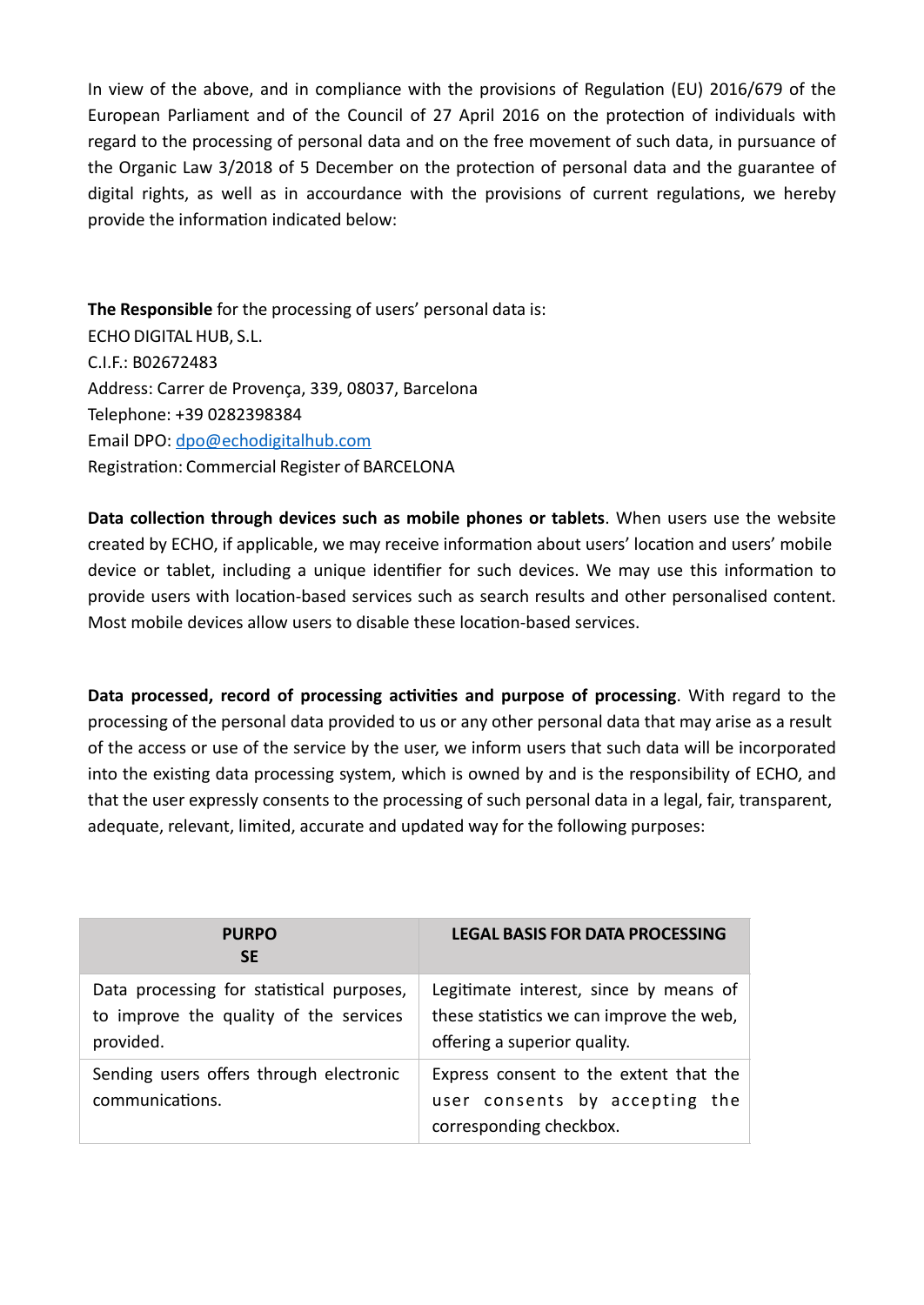In view of the above, and in compliance with the provisions of Regulation (EU) 2016/679 of the European Parliament and of the Council of 27 April 2016 on the protection of individuals with regard to the processing of personal data and on the free movement of such data, in pursuance of the Organic Law 3/2018 of 5 December on the protection of personal data and the guarantee of digital rights, as well as in accordance with the provisions of current regulations, we hereby provide the information indicated below:

**The Responsible** for the processing of users' personal data is:
ECHO DIGITAL HUB, S.L.
C.I.F.: B02672483
Address: Carrer de Provença, 339, 08037, Barcelona
Telephone: +39 0282398384
Email DPO: dpo@echodigitalhub.com
Registration: Commercial Register of BARCELONA

**Data collection through devices such as mobile phones or tablets**. When users use the website created by ECHO, if applicable, we may receive information about users' location and users' mobile device or tablet, including a unique identifier for such devices. We may use this information to provide users with location-based services such as search results and other personalised content. Most mobile devices allow users to disable these location-based services.

**Data processed, record of processing activities and purpose of processing**. With regard to the processing of the personal data provided to us or any other personal data that may arise as a result of the access or use of the service by the user, we inform users that such data will be incorporated into the existing data processing system, which is owned by and is the responsibility of ECHO, and that the user expressly consents to the processing of such personal data in a legal, fair, transparent, adequate, relevant, limited, accurate and updated way for the following purposes:

| PURPOSE | LEGAL BASIS FOR DATA PROCESSING |
| --- | --- |
| Data processing for statistical purposes, to improve the quality of the services provided. | Legitimate interest, since by means of these statistics we can improve the web, offering a superior quality. |
| Sending users offers through electronic communications. | Express consent to the extent that the user consents by accepting the corresponding checkbox. |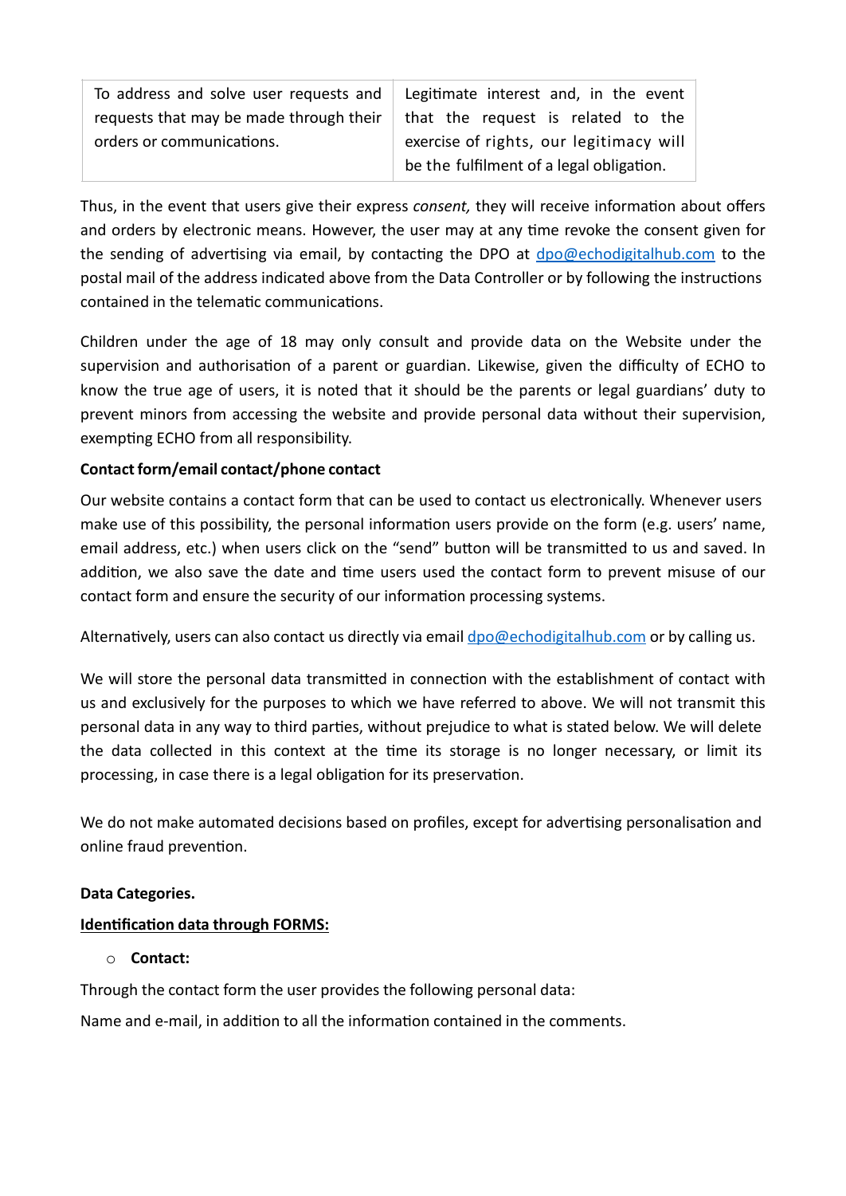| To address and solve user requests and requests that may be made through their orders or communications. | Legitimate interest and, in the event that the request is related to the exercise of rights, our legitimacy will be the fulfilment of a legal obligation. |
|---|---|

Thus, in the event that users give their express *consent,* they will receive information about offers and orders by electronic means. However, the user may at any time revoke the consent given for the sending of advertising via email, by contacting the DPO at [dpo@echodigitalhub.com](mailto:dpo@echodigitalhub.com) to the postal mail of the address indicated above from the Data Controller or by following the instructions contained in the telematic communications.

Children under the age of 18 may only consult and provide data on the Website under the supervision and authorisation of a parent or guardian. Likewise, given the difficulty of ECHO to know the true age of users, it is noted that it should be the parents or legal guardians' duty to prevent minors from accessing the website and provide personal data without their supervision, exempting ECHO from all responsibility.

**Contact form/email contact/phone contact**

Our website contains a contact form that can be used to contact us electronically. Whenever users make use of this possibility, the personal information users provide on the form (e.g. users' name, email address, etc.) when users click on the "send" button will be transmitted to us and saved. In addition, we also save the date and time users used the contact form to prevent misuse of our contact form and ensure the security of our information processing systems.

Alternatively, users can also contact us directly via email [dpo@echodigitalhub.com](mailto:dpo@echodigitalhub.com) or by calling us.

We will store the personal data transmitted in connection with the establishment of contact with us and exclusively for the purposes to which we have referred to above. We will not transmit this personal data in any way to third parties, without prejudice to what is stated below. We will delete the data collected in this context at the time its storage is no longer necessary, or limit its processing, in case there is a legal obligation for its preservation.

We do not make automated decisions based on profiles, except for advertising personalisation and online fraud prevention.

**Data Categories.**

**Identification data through FORMS:**

- **Contact:**

Through the contact form the user provides the following personal data:

Name and e-mail, in addition to all the information contained in the comments.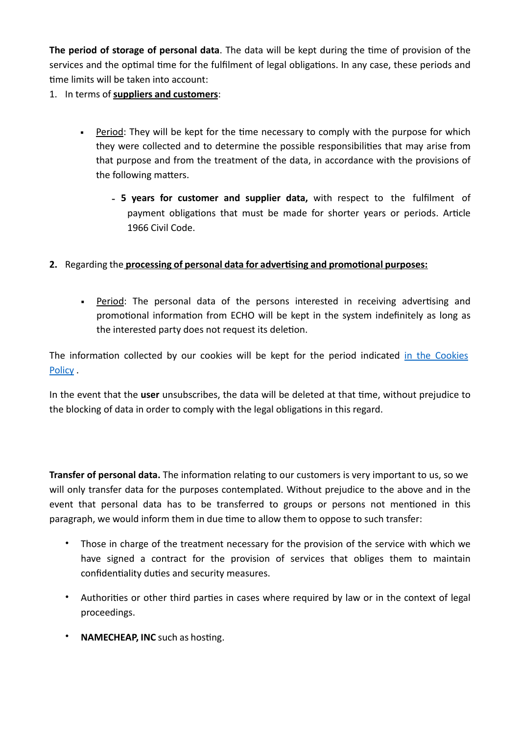**The period of storage of personal data**. The data will be kept during the time of provision of the services and the optimal time for the fulfilment of legal obligations. In any case, these periods and time limits will be taken into account:

1. In terms of **<u>suppliers and customers</u>**:

    - <u>Period</u>: They will be kept for the time necessary to comply with the purpose for which they were collected and to determine the possible responsibilities that may arise from that purpose and from the treatment of the data, in accordance with the provisions of the following matters.

        - **5 years for customer and supplier data,** with respect to the fulfilment of payment obligations that must be made for shorter years or periods. Article 1966 Civil Code.

2. Regarding the **<u>processing of personal data for advertising and promotional purposes:</u>**

    - <u>Period</u>: The personal data of the persons interested in receiving advertising and promotional information from ECHO will be kept in the system indefinitely as long as the interested party does not request its deletion.

The information collected by our cookies will be kept for the period indicated [in the Cookies Policy](#) .

In the event that the **user** unsubscribes, the data will be deleted at that time, without prejudice to the blocking of data in order to comply with the legal obligations in this regard.

**Transfer of personal data.** The information relating to our customers is very important to us, so we will only transfer data for the purposes contemplated. Without prejudice to the above and in the event that personal data has to be transferred to groups or persons not mentioned in this paragraph, we would inform them in due time to allow them to oppose to such transfer:

- Those in charge of the treatment necessary for the provision of the service with which we have signed a contract for the provision of services that obliges them to maintain confidentiality duties and security measures.

- Authorities or other third parties in cases where required by law or in the context of legal proceedings.

- **NAMECHEAP, INC** such as hosting.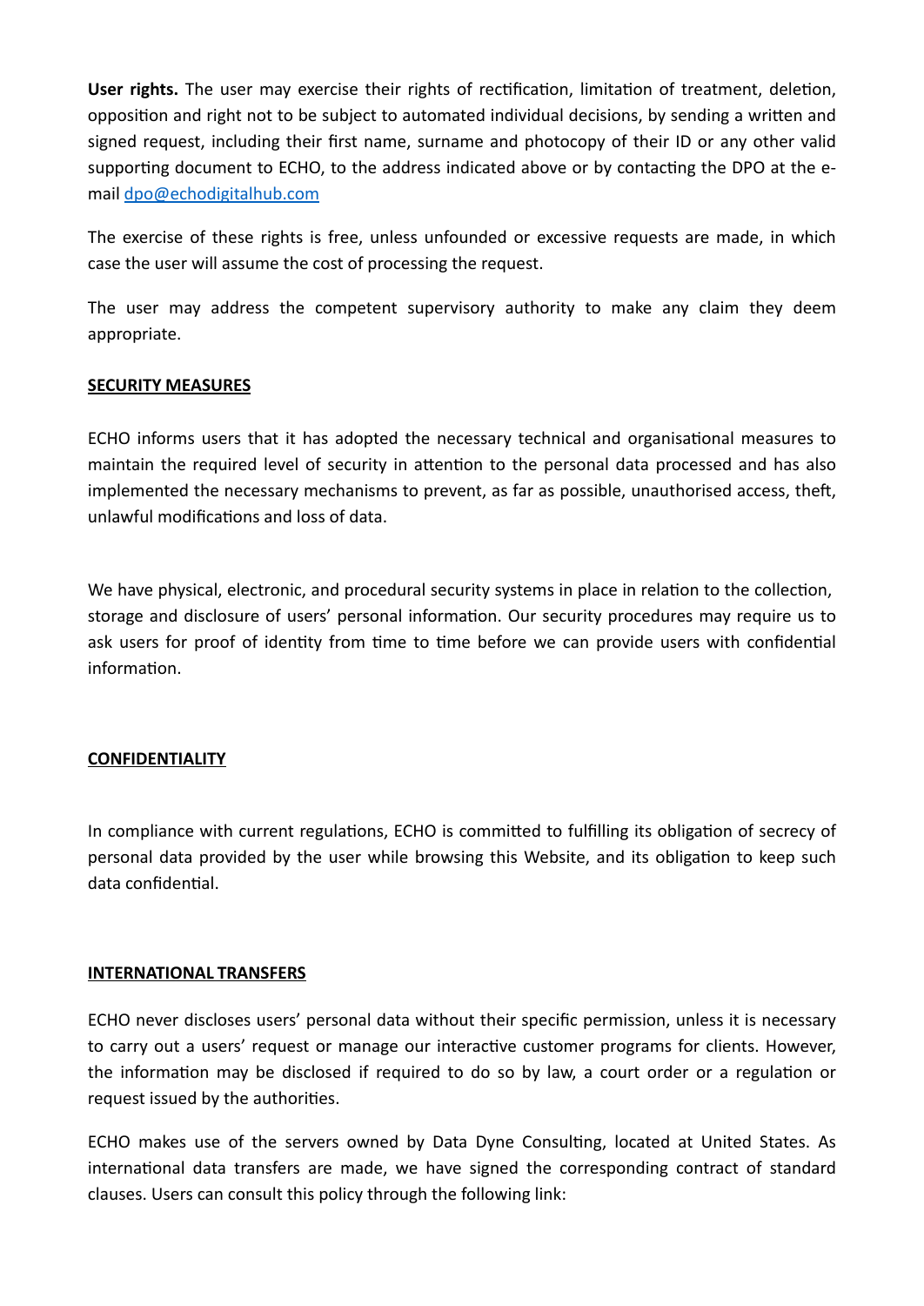**User rights.** The user may exercise their rights of rectification, limitation of treatment, deletion, opposition and right not to be subject to automated individual decisions, by sending a written and signed request, including their first name, surname and photocopy of their ID or any other valid supporting document to ECHO, to the address indicated above or by contacting the DPO at the e-mail dpo@echodigitalhub.com

The exercise of these rights is free, unless unfounded or excessive requests are made, in which case the user will assume the cost of processing the request.

The user may address the competent supervisory authority to make any claim they deem appropriate.

## SECURITY MEASURES

ECHO informs users that it has adopted the necessary technical and organisational measures to maintain the required level of security in attention to the personal data processed and has also implemented the necessary mechanisms to prevent, as far as possible, unauthorised access, theft, unlawful modifications and loss of data.

We have physical, electronic, and procedural security systems in place in relation to the collection, storage and disclosure of users' personal information. Our security procedures may require us to ask users for proof of identity from time to time before we can provide users with confidential information.

## CONFIDENTIALITY

In compliance with current regulations, ECHO is committed to fulfilling its obligation of secrecy of personal data provided by the user while browsing this Website, and its obligation to keep such data confidential.

## INTERNATIONAL TRANSFERS

ECHO never discloses users' personal data without their specific permission, unless it is necessary to carry out a users' request or manage our interactive customer programs for clients. However, the information may be disclosed if required to do so by law, a court order or a regulation or request issued by the authorities.

ECHO makes use of the servers owned by Data Dyne Consulting, located at United States. As international data transfers are made, we have signed the corresponding contract of standard clauses. Users can consult this policy through the following link: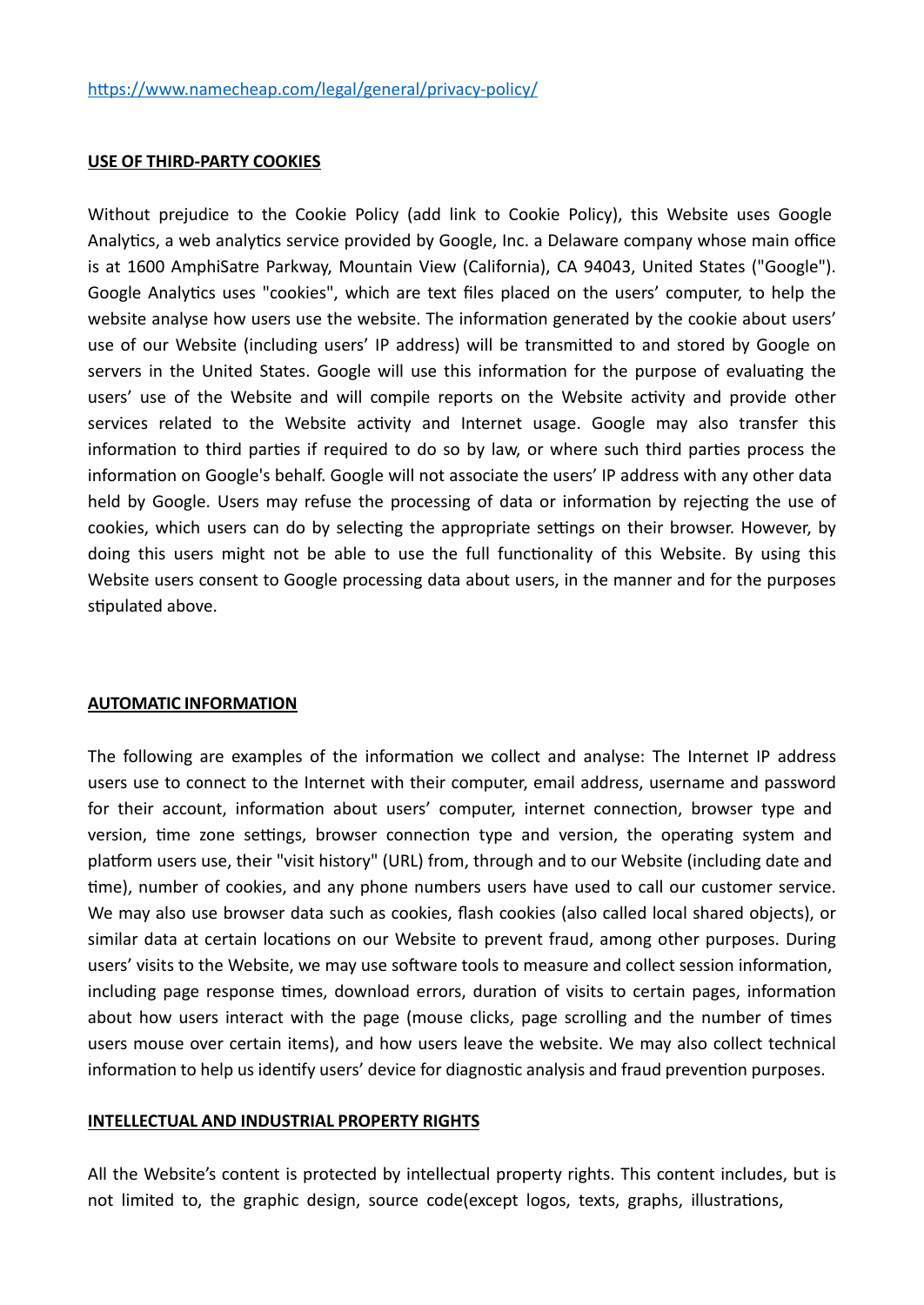https://www.namecheap.com/legal/general/privacy-policy/

## USE OF THIRD-PARTY COOKIES

Without prejudice to the Cookie Policy (add link to Cookie Policy), this Website uses Google Analytics, a web analytics service provided by Google, Inc. a Delaware company whose main office is at 1600 AmphiSatre Parkway, Mountain View (California), CA 94043, United States ("Google"). Google Analytics uses "cookies", which are text files placed on the users' computer, to help the website analyse how users use the website. The information generated by the cookie about users' use of our Website (including users' IP address) will be transmitted to and stored by Google on servers in the United States. Google will use this information for the purpose of evaluating the users' use of the Website and will compile reports on the Website activity and provide other services related to the Website activity and Internet usage. Google may also transfer this information to third parties if required to do so by law, or where such third parties process the information on Google's behalf. Google will not associate the users' IP address with any other data held by Google. Users may refuse the processing of data or information by rejecting the use of cookies, which users can do by selecting the appropriate settings on their browser. However, by doing this users might not be able to use the full functionality of this Website. By using this Website users consent to Google processing data about users, in the manner and for the purposes stipulated above.

## AUTOMATIC INFORMATION

The following are examples of the information we collect and analyse: The Internet IP address users use to connect to the Internet with their computer, email address, username and password for their account, information about users' computer, internet connection, browser type and version, time zone settings, browser connection type and version, the operating system and platform users use, their "visit history" (URL) from, through and to our Website (including date and time), number of cookies, and any phone numbers users have used to call our customer service. We may also use browser data such as cookies, flash cookies (also called local shared objects), or similar data at certain locations on our Website to prevent fraud, among other purposes. During users' visits to the Website, we may use software tools to measure and collect session information, including page response times, download errors, duration of visits to certain pages, information about how users interact with the page (mouse clicks, page scrolling and the number of times users mouse over certain items), and how users leave the website. We may also collect technical information to help us identify users' device for diagnostic analysis and fraud prevention purposes.

## INTELLECTUAL AND INDUSTRIAL PROPERTY RIGHTS

All the Website's content is protected by intellectual property rights. This content includes, but is not limited to, the graphic design, source code(except logos, texts, graphs, illustrations,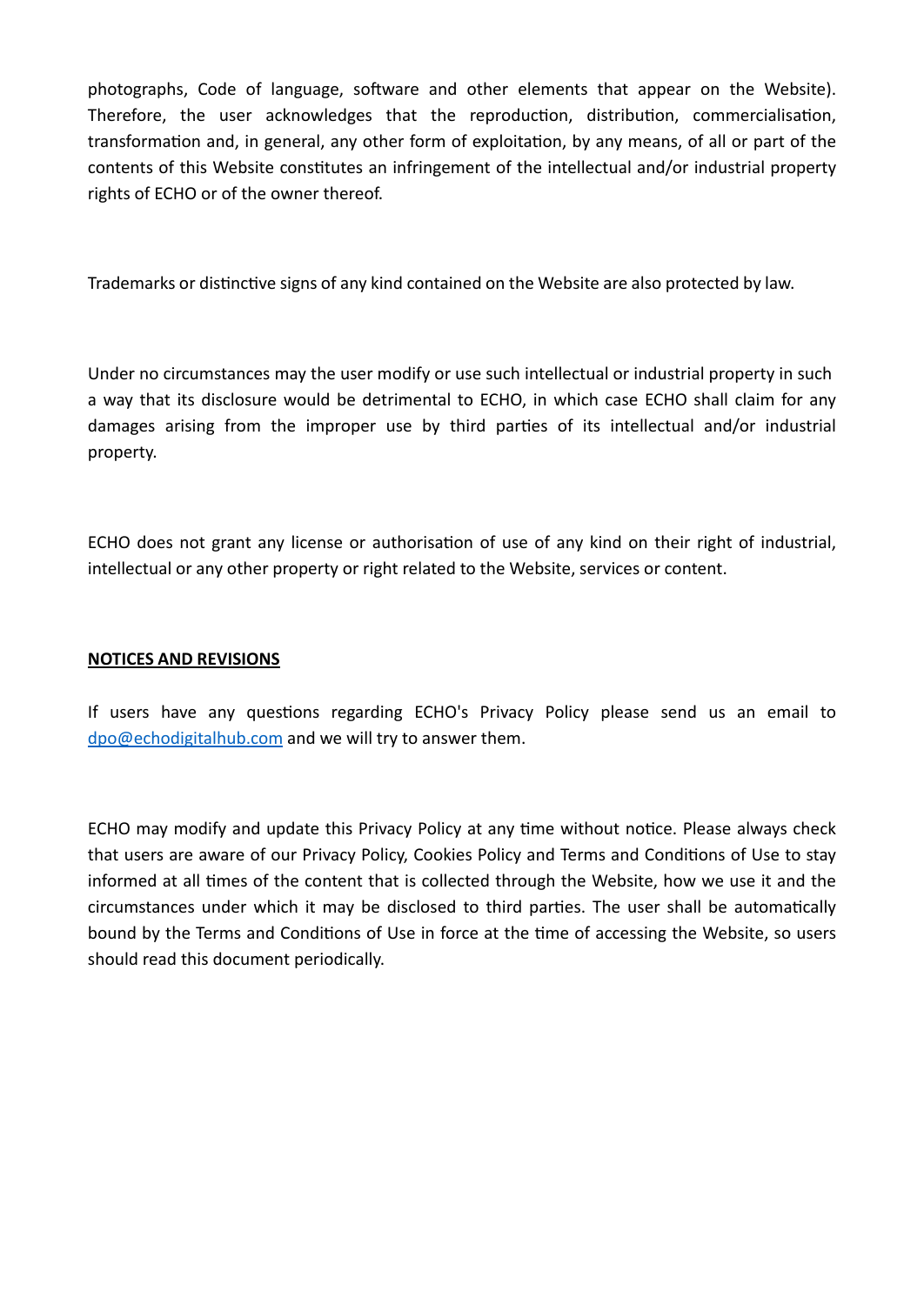photographs, Code of language, software and other elements that appear on the Website). Therefore, the user acknowledges that the reproduction, distribution, commercialisation, transformation and, in general, any other form of exploitation, by any means, of all or part of the contents of this Website constitutes an infringement of the intellectual and/or industrial property rights of ECHO or of the owner thereof.

Trademarks or distinctive signs of any kind contained on the Website are also protected by law.

Under no circumstances may the user modify or use such intellectual or industrial property in such a way that its disclosure would be detrimental to ECHO, in which case ECHO shall claim for any damages arising from the improper use by third parties of its intellectual and/or industrial property.

ECHO does not grant any license or authorisation of use of any kind on their right of industrial, intellectual or any other property or right related to the Website, services or content.

**NOTICES AND REVISIONS**

If users have any questions regarding ECHO's Privacy Policy please send us an email to dpo@echodigitalhub.com and we will try to answer them.

ECHO may modify and update this Privacy Policy at any time without notice. Please always check that users are aware of our Privacy Policy, Cookies Policy and Terms and Conditions of Use to stay informed at all times of the content that is collected through the Website, how we use it and the circumstances under which it may be disclosed to third parties. The user shall be automatically bound by the Terms and Conditions of Use in force at the time of accessing the Website, so users should read this document periodically.